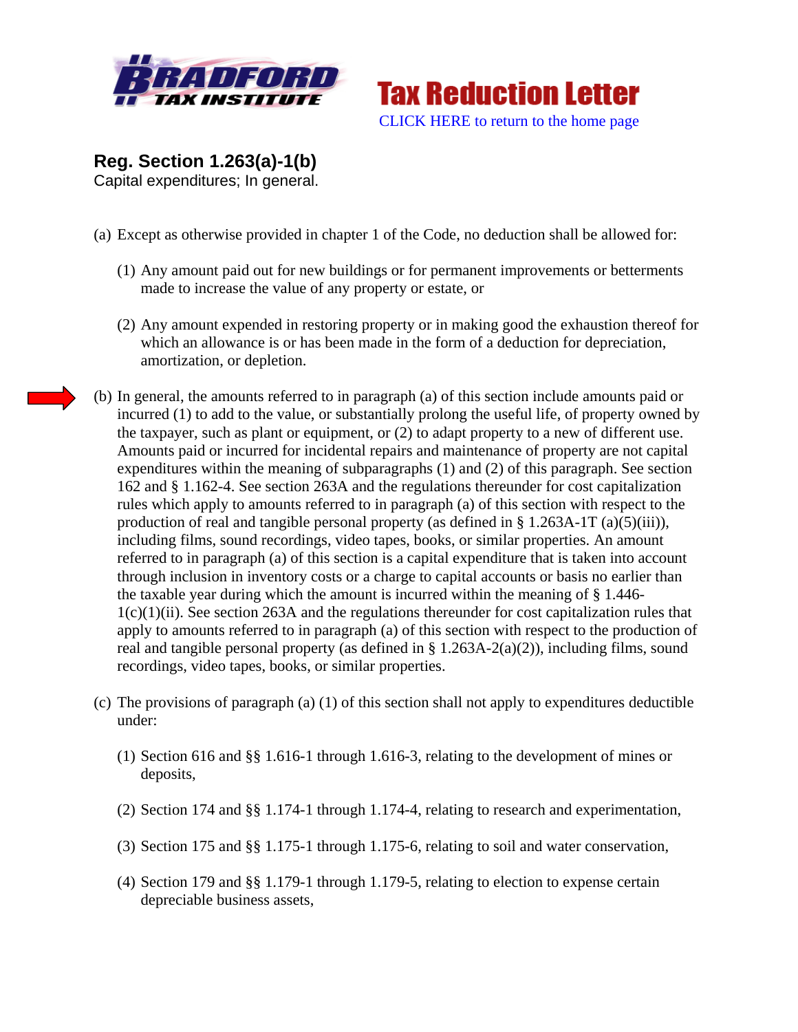Tax Reduction Letter

CLICK HERE to return to the home page

## Reg. Section 1.263(a)-1(b)

Capital expenditures; In general.

(a) Except as otherwise provided in chapter 1 of the Code, no deduction shall be allowed for:

(1) Any amount paid out for new buildings or for permanent improvements or betterments made to increase the value of any property or estate, or

(2) Any amount expended in restoring property or in making good the exhaustion thereof for which an allowance is or has been made in the form of a deduction for depreciation, amortization, or depletion.

(b) In general, the amounts referred to in paragraph (a) of this section include amounts paid or incurred (1) to add to the value, or substantially prolong the useful life, of property owned by the taxpayer, such as plant or equipment, or (2) to adapt property to a new of different use. Amounts paid or incurred for incidental repairs and maintenance of property are not capital expenditures within the meaning of subparagraphs (1) and (2) of this paragraph. See section 162 and § 1.162-4. See section 263A and the regulations thereunder for cost capitalization rules which apply to amounts referred to in paragraph (a) of this section with respect to the production of real and tangible personal property (as defined in § 1.263A-1T (a)(5)(iii)), including films, sound recordings, video tapes, books, or similar properties. An amount referred to in paragraph (a) of this section is a capital expenditure that is taken into account through inclusion in inventory costs or a charge to capital accounts or basis no earlier than the taxable year during which the amount is incurred within the meaning of § 1.446-1(c)(1)(ii). See section 263A and the regulations thereunder for cost capitalization rules that apply to amounts referred to in paragraph (a) of this section with respect to the production of real and tangible personal property (as defined in § 1.263A-2(a)(2)), including films, sound recordings, video tapes, books, or similar properties.

(c) The provisions of paragraph (a) (1) of this section shall not apply to expenditures deductible under:

(1) Section 616 and §§ 1.616-1 through 1.616-3, relating to the development of mines or deposits,

(2) Section 174 and §§ 1.174-1 through 1.174-4, relating to research and experimentation,

(3) Section 175 and §§ 1.175-1 through 1.175-6, relating to soil and water conservation,

(4) Section 179 and §§ 1.179-1 through 1.179-5, relating to election to expense certain depreciable business assets,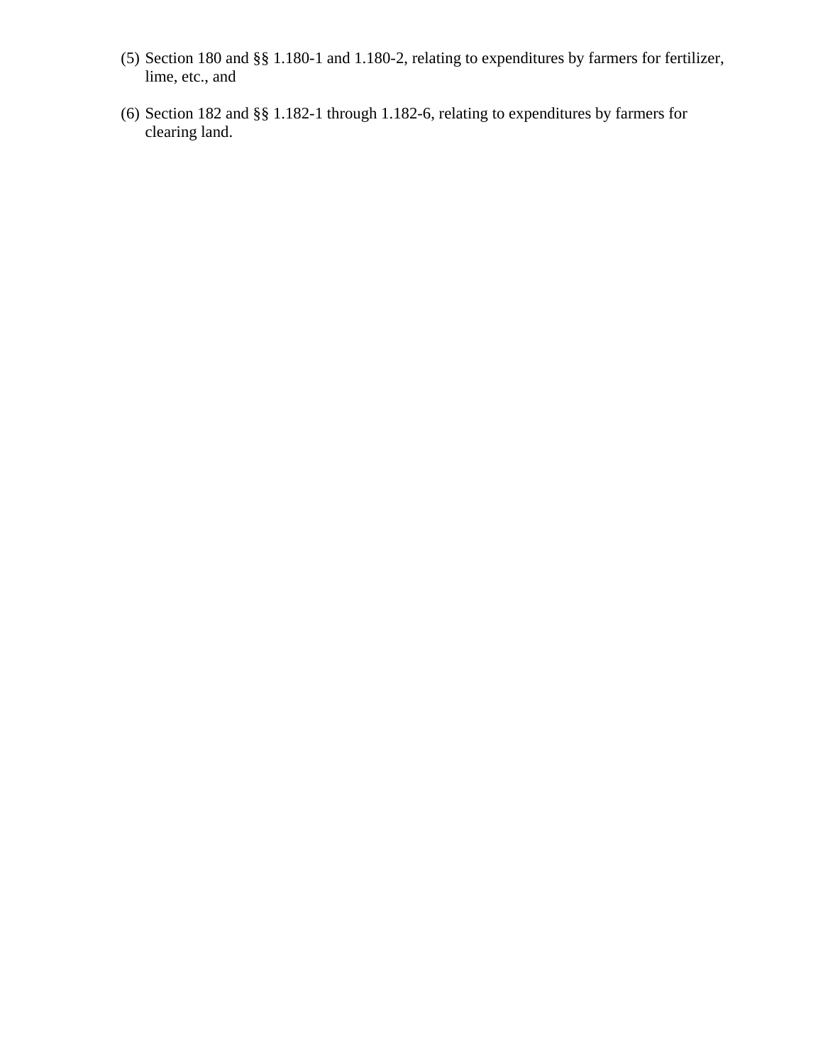(5) Section 180 and §§ 1.180-1 and 1.180-2, relating to expenditures by farmers for fertilizer, lime, etc., and

(6) Section 182 and §§ 1.182-1 through 1.182-6, relating to expenditures by farmers for clearing land.